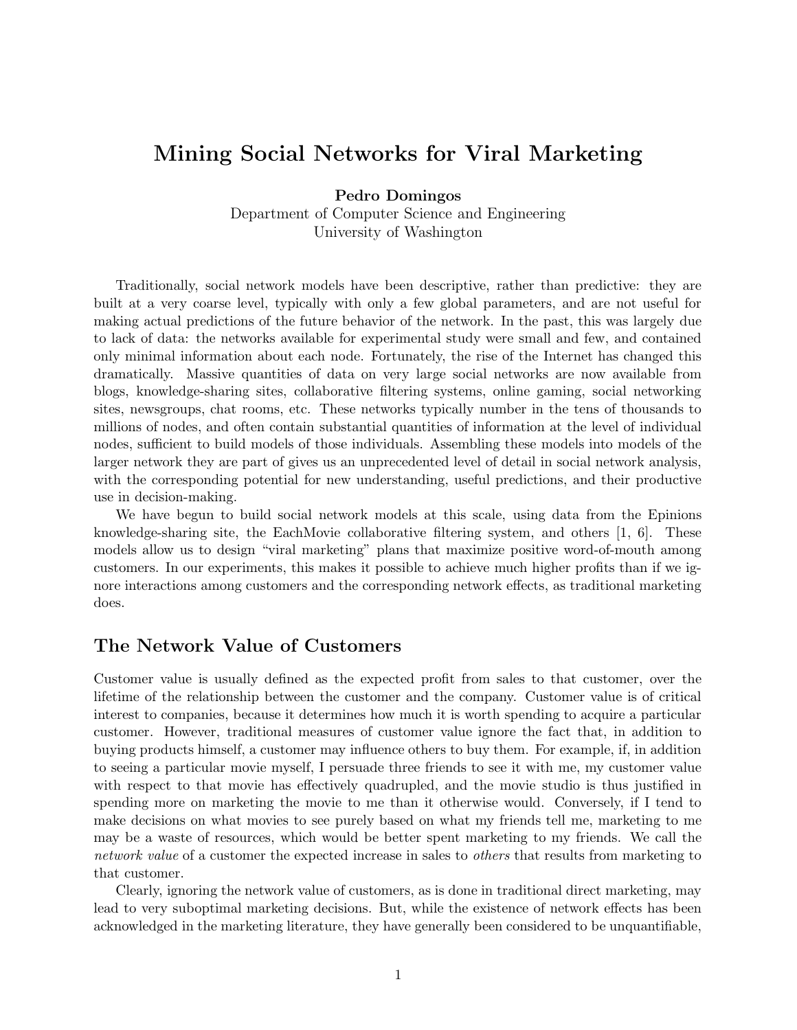# Mining Social Networks for Viral Marketing

**Pedro Domingos**
Department of Computer Science and Engineering
University of Washington

Traditionally, social network models have been descriptive, rather than predictive: they are built at a very coarse level, typically with only a few global parameters, and are not useful for making actual predictions of the future behavior of the network. In the past, this was largely due to lack of data: the networks available for experimental study were small and few, and contained only minimal information about each node. Fortunately, the rise of the Internet has changed this dramatically. Massive quantities of data on very large social networks are now available from blogs, knowledge-sharing sites, collaborative filtering systems, online gaming, social networking sites, newsgroups, chat rooms, etc. These networks typically number in the tens of thousands to millions of nodes, and often contain substantial quantities of information at the level of individual nodes, sufficient to build models of those individuals. Assembling these models into models of the larger network they are part of gives us an unprecedented level of detail in social network analysis, with the corresponding potential for new understanding, useful predictions, and their productive use in decision-making.

We have begun to build social network models at this scale, using data from the Epinions knowledge-sharing site, the EachMovie collaborative filtering system, and others [1, 6]. These models allow us to design "viral marketing" plans that maximize positive word-of-mouth among customers. In our experiments, this makes it possible to achieve much higher profits than if we ignore interactions among customers and the corresponding network effects, as traditional marketing does.

## The Network Value of Customers

Customer value is usually defined as the expected profit from sales to that customer, over the lifetime of the relationship between the customer and the company. Customer value is of critical interest to companies, because it determines how much it is worth spending to acquire a particular customer. However, traditional measures of customer value ignore the fact that, in addition to buying products himself, a customer may influence others to buy them. For example, if, in addition to seeing a particular movie myself, I persuade three friends to see it with me, my customer value with respect to that movie has effectively quadrupled, and the movie studio is thus justified in spending more on marketing the movie to me than it otherwise would. Conversely, if I tend to make decisions on what movies to see purely based on what my friends tell me, marketing to me may be a waste of resources, which would be better spent marketing to my friends. We call the *network value* of a customer the expected increase in sales to *others* that results from marketing to that customer.

Clearly, ignoring the network value of customers, as is done in traditional direct marketing, may lead to very suboptimal marketing decisions. But, while the existence of network effects has been acknowledged in the marketing literature, they have generally been considered to be unquantifiable,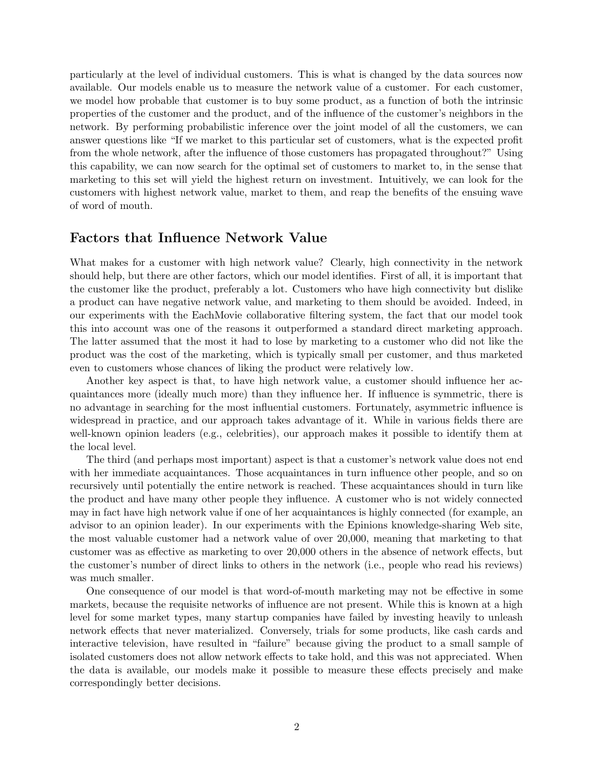particularly at the level of individual customers. This is what is changed by the data sources now available. Our models enable us to measure the network value of a customer. For each customer, we model how probable that customer is to buy some product, as a function of both the intrinsic properties of the customer and the product, and of the influence of the customer's neighbors in the network. By performing probabilistic inference over the joint model of all the customers, we can answer questions like "If we market to this particular set of customers, what is the expected profit from the whole network, after the influence of those customers has propagated throughout?" Using this capability, we can now search for the optimal set of customers to market to, in the sense that marketing to this set will yield the highest return on investment. Intuitively, we can look for the customers with highest network value, market to them, and reap the benefits of the ensuing wave of word of mouth.

## Factors that Influence Network Value

What makes for a customer with high network value? Clearly, high connectivity in the network should help, but there are other factors, which our model identifies. First of all, it is important that the customer like the product, preferably a lot. Customers who have high connectivity but dislike a product can have negative network value, and marketing to them should be avoided. Indeed, in our experiments with the EachMovie collaborative filtering system, the fact that our model took this into account was one of the reasons it outperformed a standard direct marketing approach. The latter assumed that the most it had to lose by marketing to a customer who did not like the product was the cost of the marketing, which is typically small per customer, and thus marketed even to customers whose chances of liking the product were relatively low.

Another key aspect is that, to have high network value, a customer should influence her acquaintances more (ideally much more) than they influence her. If influence is symmetric, there is no advantage in searching for the most influential customers. Fortunately, asymmetric influence is widespread in practice, and our approach takes advantage of it. While in various fields there are well-known opinion leaders (e.g., celebrities), our approach makes it possible to identify them at the local level.

The third (and perhaps most important) aspect is that a customer's network value does not end with her immediate acquaintances. Those acquaintances in turn influence other people, and so on recursively until potentially the entire network is reached. These acquaintances should in turn like the product and have many other people they influence. A customer who is not widely connected may in fact have high network value if one of her acquaintances is highly connected (for example, an advisor to an opinion leader). In our experiments with the Epinions knowledge-sharing Web site, the most valuable customer had a network value of over 20,000, meaning that marketing to that customer was as effective as marketing to over 20,000 others in the absence of network effects, but the customer's number of direct links to others in the network (i.e., people who read his reviews) was much smaller.

One consequence of our model is that word-of-mouth marketing may not be effective in some markets, because the requisite networks of influence are not present. While this is known at a high level for some market types, many startup companies have failed by investing heavily to unleash network effects that never materialized. Conversely, trials for some products, like cash cards and interactive television, have resulted in "failure" because giving the product to a small sample of isolated customers does not allow network effects to take hold, and this was not appreciated. When the data is available, our models make it possible to measure these effects precisely and make correspondingly better decisions.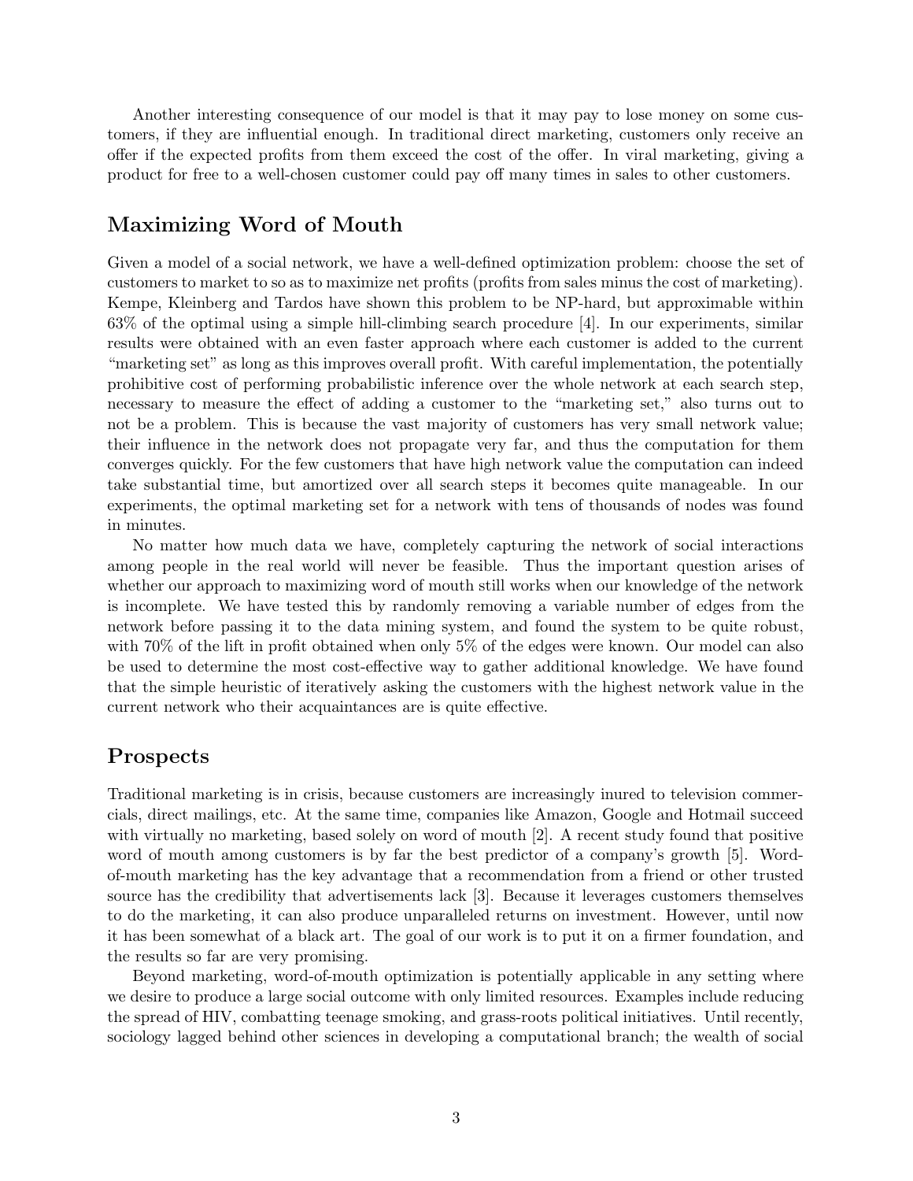Another interesting consequence of our model is that it may pay to lose money on some customers, if they are influential enough. In traditional direct marketing, customers only receive an offer if the expected profits from them exceed the cost of the offer. In viral marketing, giving a product for free to a well-chosen customer could pay off many times in sales to other customers.

## Maximizing Word of Mouth

Given a model of a social network, we have a well-defined optimization problem: choose the set of customers to market to so as to maximize net profits (profits from sales minus the cost of marketing). Kempe, Kleinberg and Tardos have shown this problem to be NP-hard, but approximable within 63% of the optimal using a simple hill-climbing search procedure [4]. In our experiments, similar results were obtained with an even faster approach where each customer is added to the current "marketing set" as long as this improves overall profit. With careful implementation, the potentially prohibitive cost of performing probabilistic inference over the whole network at each search step, necessary to measure the effect of adding a customer to the "marketing set," also turns out to not be a problem. This is because the vast majority of customers has very small network value; their influence in the network does not propagate very far, and thus the computation for them converges quickly. For the few customers that have high network value the computation can indeed take substantial time, but amortized over all search steps it becomes quite manageable. In our experiments, the optimal marketing set for a network with tens of thousands of nodes was found in minutes.

No matter how much data we have, completely capturing the network of social interactions among people in the real world will never be feasible. Thus the important question arises of whether our approach to maximizing word of mouth still works when our knowledge of the network is incomplete. We have tested this by randomly removing a variable number of edges from the network before passing it to the data mining system, and found the system to be quite robust, with 70% of the lift in profit obtained when only 5% of the edges were known. Our model can also be used to determine the most cost-effective way to gather additional knowledge. We have found that the simple heuristic of iteratively asking the customers with the highest network value in the current network who their acquaintances are is quite effective.

## Prospects

Traditional marketing is in crisis, because customers are increasingly inured to television commercials, direct mailings, etc. At the same time, companies like Amazon, Google and Hotmail succeed with virtually no marketing, based solely on word of mouth [2]. A recent study found that positive word of mouth among customers is by far the best predictor of a company's growth [5]. Word-of-mouth marketing has the key advantage that a recommendation from a friend or other trusted source has the credibility that advertisements lack [3]. Because it leverages customers themselves to do the marketing, it can also produce unparalleled returns on investment. However, until now it has been somewhat of a black art. The goal of our work is to put it on a firmer foundation, and the results so far are very promising.

Beyond marketing, word-of-mouth optimization is potentially applicable in any setting where we desire to produce a large social outcome with only limited resources. Examples include reducing the spread of HIV, combatting teenage smoking, and grass-roots political initiatives. Until recently, sociology lagged behind other sciences in developing a computational branch; the wealth of social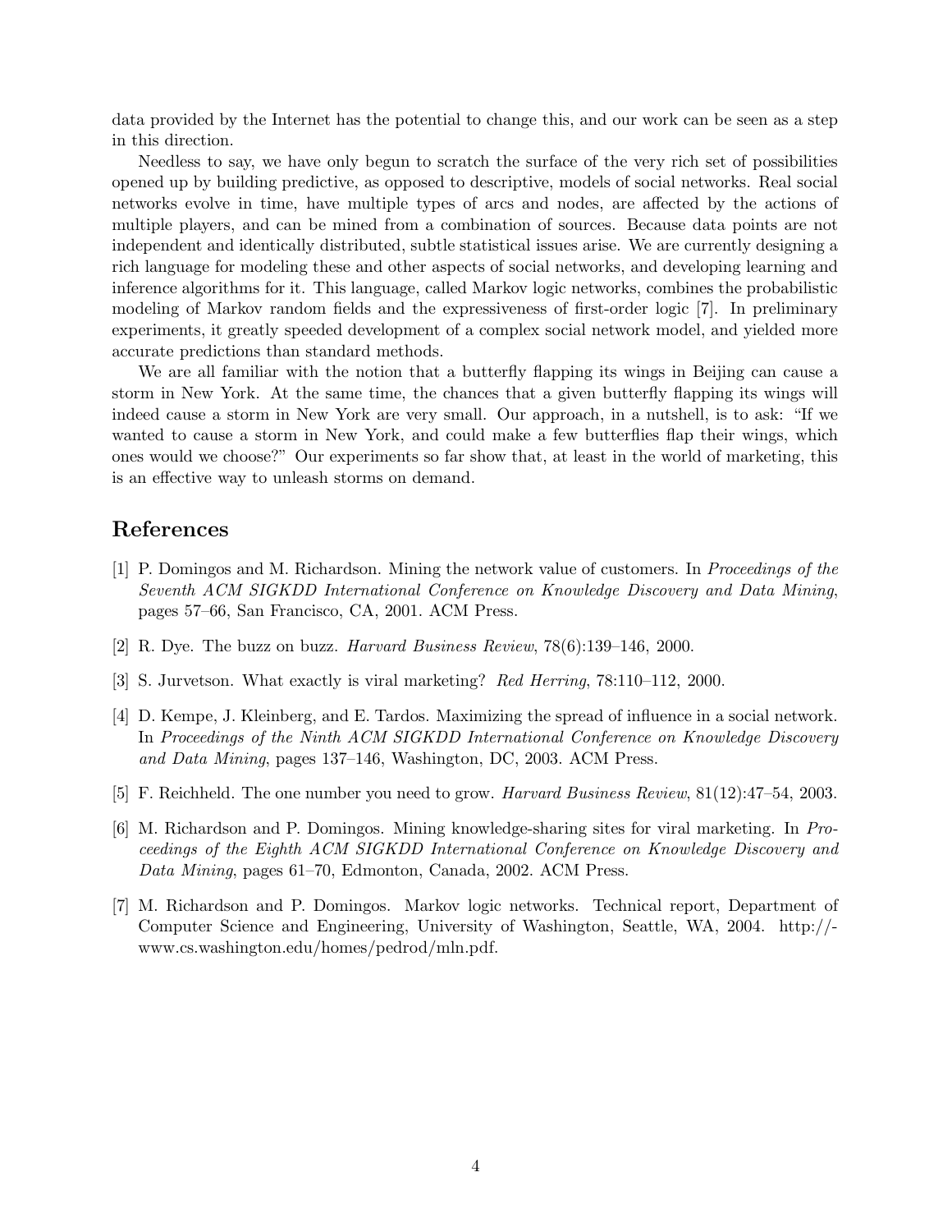data provided by the Internet has the potential to change this, and our work can be seen as a step in this direction.

Needless to say, we have only begun to scratch the surface of the very rich set of possibilities opened up by building predictive, as opposed to descriptive, models of social networks. Real social networks evolve in time, have multiple types of arcs and nodes, are affected by the actions of multiple players, and can be mined from a combination of sources. Because data points are not independent and identically distributed, subtle statistical issues arise. We are currently designing a rich language for modeling these and other aspects of social networks, and developing learning and inference algorithms for it. This language, called Markov logic networks, combines the probabilistic modeling of Markov random fields and the expressiveness of first-order logic [7]. In preliminary experiments, it greatly speeded development of a complex social network model, and yielded more accurate predictions than standard methods.

We are all familiar with the notion that a butterfly flapping its wings in Beijing can cause a storm in New York. At the same time, the chances that a given butterfly flapping its wings will indeed cause a storm in New York are very small. Our approach, in a nutshell, is to ask: "If we wanted to cause a storm in New York, and could make a few butterflies flap their wings, which ones would we choose?" Our experiments so far show that, at least in the world of marketing, this is an effective way to unleash storms on demand.

## References

[1] P. Domingos and M. Richardson. Mining the network value of customers. In *Proceedings of the Seventh ACM SIGKDD International Conference on Knowledge Discovery and Data Mining*, pages 57–66, San Francisco, CA, 2001. ACM Press.

[2] R. Dye. The buzz on buzz. *Harvard Business Review*, 78(6):139–146, 2000.

[3] S. Jurvetson. What exactly is viral marketing? *Red Herring*, 78:110–112, 2000.

[4] D. Kempe, J. Kleinberg, and E. Tardos. Maximizing the spread of influence in a social network. In *Proceedings of the Ninth ACM SIGKDD International Conference on Knowledge Discovery and Data Mining*, pages 137–146, Washington, DC, 2003. ACM Press.

[5] F. Reichheld. The one number you need to grow. *Harvard Business Review*, 81(12):47–54, 2003.

[6] M. Richardson and P. Domingos. Mining knowledge-sharing sites for viral marketing. In *Proceedings of the Eighth ACM SIGKDD International Conference on Knowledge Discovery and Data Mining*, pages 61–70, Edmonton, Canada, 2002. ACM Press.

[7] M. Richardson and P. Domingos. Markov logic networks. Technical report, Department of Computer Science and Engineering, University of Washington, Seattle, WA, 2004. http://-www.cs.washington.edu/homes/pedrod/mln.pdf.